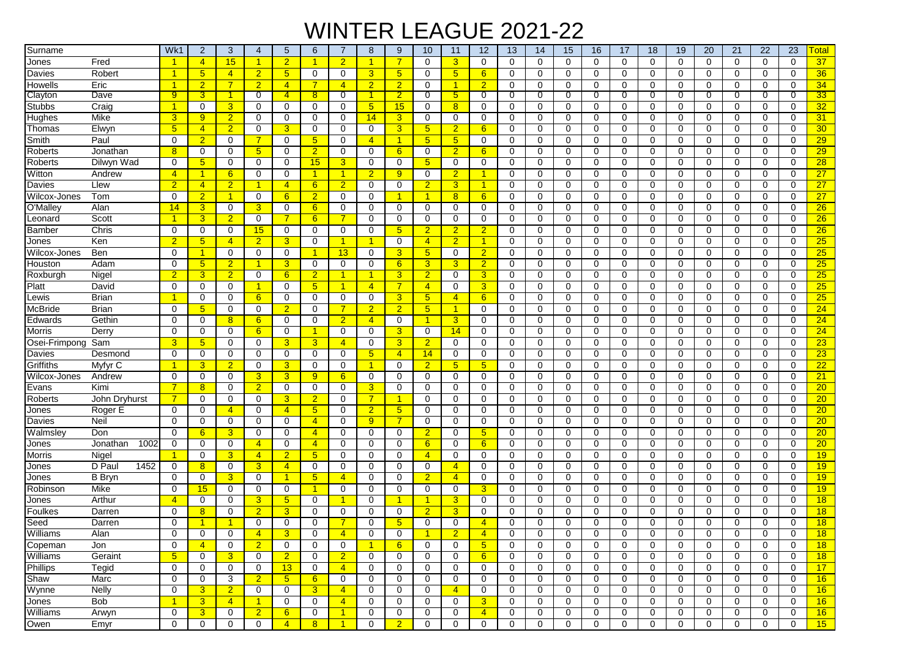# WINTER LEAGUE 2021-22

| Surname | | Wk1 | 2 | 3 | 4 | 5 | 6 | 7 | 8 | 9 | 10 | 11 | 12 | 13 | 14 | 15 | 16 | 17 | 18 | 19 | 20 | 21 | 22 | 23 | Total |
|---|---|---|---|---|---|---|---|---|---|---|---|---|---|---|---|---|---|---|---|---|---|---|---|---|---|
| Jones | Fred | 1 | 4 | 15 | 1 | 2 | 1 | 2 | 1 | 7 | 0 | 3 | 0 | 0 | 0 | 0 | 0 | 0 | 0 | 0 | 0 | 0 | 0 | 0 | 37 |
| Davies | Robert | 1 | 5 | 4 | 2 | 5 | 0 | 0 | 3 | 5 | 0 | 5 | 6 | 0 | 0 | 0 | 0 | 0 | 0 | 0 | 0 | 0 | 0 | 0 | 36 |
| Howells | Eric | 1 | 2 | 7 | 2 | 4 | 7 | 4 | 2 | 2 | 0 | 1 | 2 | 0 | 0 | 0 | 0 | 0 | 0 | 0 | 0 | 0 | 0 | 0 | 34 |
| Clayton | Dave | 9 | 3 | 1 | 0 | 4 | 8 | 0 | 1 | 2 | 0 | 5 | 0 | 0 | 0 | 0 | 0 | 0 | 0 | 0 | 0 | 0 | 0 | 0 | 33 |
| Stubbs | Craig | 1 | 0 | 3 | 0 | 0 | 0 | 0 | 5 | 15 | 0 | 8 | 0 | 0 | 0 | 0 | 0 | 0 | 0 | 0 | 0 | 0 | 0 | 0 | 32 |
| Hughes | Mike | 3 | 9 | 2 | 0 | 0 | 0 | 0 | 14 | 3 | 0 | 0 | 0 | 0 | 0 | 0 | 0 | 0 | 0 | 0 | 0 | 0 | 0 | 0 | 31 |
| Thomas | Elwyn | 5 | 4 | 2 | 0 | 3 | 0 | 0 | 0 | 3 | 5 | 2 | 6 | 0 | 0 | 0 | 0 | 0 | 0 | 0 | 0 | 0 | 0 | 0 | 30 |
| Smith | Paul | 0 | 2 | 0 | 7 | 0 | 5 | 0 | 4 | 1 | 5 | 5 | 0 | 0 | 0 | 0 | 0 | 0 | 0 | 0 | 0 | 0 | 0 | 0 | 29 |
| Roberts | Jonathan | 8 | 0 | 0 | 5 | 0 | 2 | 0 | 0 | 6 | 0 | 2 | 6 | 0 | 0 | 0 | 0 | 0 | 0 | 0 | 0 | 0 | 0 | 0 | 29 |
| Roberts | Dilwyn Wad | 0 | 5 | 0 | 0 | 0 | 15 | 3 | 0 | 0 | 5 | 0 | 0 | 0 | 0 | 0 | 0 | 0 | 0 | 0 | 0 | 0 | 0 | 0 | 28 |
| Witton | Andrew | 4 | 1 | 6 | 0 | 0 | 1 | 1 | 2 | 9 | 0 | 2 | 1 | 0 | 0 | 0 | 0 | 0 | 0 | 0 | 0 | 0 | 0 | 0 | 27 |
| Davies | Llew | 2 | 4 | 2 | 1 | 4 | 6 | 2 | 0 | 0 | 2 | 3 | 1 | 0 | 0 | 0 | 0 | 0 | 0 | 0 | 0 | 0 | 0 | 0 | 27 |
| Wilcox-Jones | Tom | 0 | 2 | 1 | 0 | 6 | 2 | 0 | 0 | 1 | 1 | 8 | 6 | 0 | 0 | 0 | 0 | 0 | 0 | 0 | 0 | 0 | 0 | 0 | 27 |
| O'Malley | Alan | 14 | 3 | 0 | 3 | 0 | 6 | 0 | 0 | 0 | 0 | 0 | 0 | 0 | 0 | 0 | 0 | 0 | 0 | 0 | 0 | 0 | 0 | 0 | 26 |
| Leonard | Scott | 1 | 3 | 2 | 0 | 7 | 6 | 7 | 0 | 0 | 0 | 0 | 0 | 0 | 0 | 0 | 0 | 0 | 0 | 0 | 0 | 0 | 0 | 0 | 26 |
| Bamber | Chris | 0 | 0 | 0 | 15 | 0 | 0 | 0 | 0 | 5 | 2 | 2 | 2 | 0 | 0 | 0 | 0 | 0 | 0 | 0 | 0 | 0 | 0 | 0 | 26 |
| Jones | Ken | 2 | 5 | 4 | 2 | 3 | 0 | 1 | 1 | 0 | 4 | 2 | 1 | 0 | 0 | 0 | 0 | 0 | 0 | 0 | 0 | 0 | 0 | 0 | 25 |
| Wilcox-Jones | Ben | 0 | 1 | 0 | 0 | 0 | 1 | 13 | 0 | 3 | 5 | 0 | 2 | 0 | 0 | 0 | 0 | 0 | 0 | 0 | 0 | 0 | 0 | 0 | 25 |
| Houston | Adam | 0 | 5 | 2 | 1 | 3 | 0 | 0 | 0 | 6 | 3 | 3 | 2 | 0 | 0 | 0 | 0 | 0 | 0 | 0 | 0 | 0 | 0 | 0 | 25 |
| Roxburgh | Nigel | 2 | 3 | 2 | 0 | 6 | 2 | 1 | 1 | 3 | 2 | 0 | 3 | 0 | 0 | 0 | 0 | 0 | 0 | 0 | 0 | 0 | 0 | 0 | 25 |
| Platt | David | 0 | 0 | 0 | 1 | 0 | 5 | 1 | 4 | 7 | 4 | 0 | 3 | 0 | 0 | 0 | 0 | 0 | 0 | 0 | 0 | 0 | 0 | 0 | 25 |
| Lewis | Brian | 1 | 0 | 0 | 6 | 0 | 0 | 0 | 0 | 3 | 5 | 4 | 6 | 0 | 0 | 0 | 0 | 0 | 0 | 0 | 0 | 0 | 0 | 0 | 25 |
| McBride | Brian | 0 | 5 | 0 | 0 | 2 | 0 | 7 | 2 | 2 | 5 | 1 | 0 | 0 | 0 | 0 | 0 | 0 | 0 | 0 | 0 | 0 | 0 | 0 | 24 |
| Edwards | Gethin | 0 | 0 | 8 | 6 | 0 | 0 | 2 | 4 | 0 | 1 | 3 | 0 | 0 | 0 | 0 | 0 | 0 | 0 | 0 | 0 | 0 | 0 | 0 | 24 |
| Morris | Derry | 0 | 0 | 0 | 6 | 0 | 1 | 0 | 0 | 3 | 0 | 14 | 0 | 0 | 0 | 0 | 0 | 0 | 0 | 0 | 0 | 0 | 0 | 0 | 24 |
| Osei-Frimpong | Sam | 3 | 5 | 0 | 0 | 3 | 3 | 4 | 0 | 3 | 2 | 0 | 0 | 0 | 0 | 0 | 0 | 0 | 0 | 0 | 0 | 0 | 0 | 0 | 23 |
| Davies | Desmond | 0 | 0 | 0 | 0 | 0 | 0 | 0 | 5 | 4 | 14 | 0 | 0 | 0 | 0 | 0 | 0 | 0 | 0 | 0 | 0 | 0 | 0 | 0 | 23 |
| Griffiths | Myfyr C | 1 | 3 | 2 | 0 | 3 | 0 | 0 | 1 | 0 | 2 | 5 | 5 | 0 | 0 | 0 | 0 | 0 | 0 | 0 | 0 | 0 | 0 | 0 | 22 |
| Wilcox-Jones | Andrew | 0 | 0 | 0 | 3 | 3 | 9 | 6 | 0 | 0 | 0 | 0 | 0 | 0 | 0 | 0 | 0 | 0 | 0 | 0 | 0 | 0 | 0 | 0 | 21 |
| Evans | Kimi | 7 | 8 | 0 | 2 | 0 | 0 | 0 | 3 | 0 | 0 | 0 | 0 | 0 | 0 | 0 | 0 | 0 | 0 | 0 | 0 | 0 | 0 | 0 | 20 |
| Roberts | John Dryhurst | 7 | 0 | 0 | 0 | 3 | 2 | 0 | 7 | 1 | 0 | 0 | 0 | 0 | 0 | 0 | 0 | 0 | 0 | 0 | 0 | 0 | 0 | 0 | 20 |
| Jones | Roger E | 0 | 0 | 4 | 0 | 4 | 5 | 0 | 2 | 5 | 0 | 0 | 0 | 0 | 0 | 0 | 0 | 0 | 0 | 0 | 0 | 0 | 0 | 0 | 20 |
| Davies | Neil | 0 | 0 | 0 | 0 | 0 | 4 | 0 | 9 | 7 | 0 | 0 | 0 | 0 | 0 | 0 | 0 | 0 | 0 | 0 | 0 | 0 | 0 | 0 | 20 |
| Walmsley | Don | 0 | 6 | 3 | 0 | 0 | 4 | 0 | 0 | 0 | 2 | 0 | 5 | 0 | 0 | 0 | 0 | 0 | 0 | 0 | 0 | 0 | 0 | 0 | 20 |
| Jones | Jonathan 1002 | 0 | 0 | 0 | 4 | 0 | 4 | 0 | 0 | 0 | 6 | 0 | 6 | 0 | 0 | 0 | 0 | 0 | 0 | 0 | 0 | 0 | 0 | 0 | 20 |
| Morris | Nigel | 1 | 0 | 3 | 4 | 2 | 5 | 0 | 0 | 0 | 4 | 0 | 0 | 0 | 0 | 0 | 0 | 0 | 0 | 0 | 0 | 0 | 0 | 0 | 19 |
| Jones | D Paul 1452 | 0 | 8 | 0 | 3 | 4 | 0 | 0 | 0 | 0 | 0 | 4 | 0 | 0 | 0 | 0 | 0 | 0 | 0 | 0 | 0 | 0 | 0 | 0 | 19 |
| Jones | B Bryn | 0 | 0 | 3 | 0 | 1 | 5 | 4 | 0 | 0 | 2 | 4 | 0 | 0 | 0 | 0 | 0 | 0 | 0 | 0 | 0 | 0 | 0 | 0 | 19 |
| Robinson | Mike | 0 | 15 | 0 | 0 | 0 | 1 | 0 | 0 | 0 | 0 | 0 | 3 | 0 | 0 | 0 | 0 | 0 | 0 | 0 | 0 | 0 | 0 | 0 | 19 |
| Jones | Arthur | 4 | 0 | 0 | 3 | 5 | 0 | 1 | 0 | 1 | 1 | 3 | 0 | 0 | 0 | 0 | 0 | 0 | 0 | 0 | 0 | 0 | 0 | 0 | 18 |
| Foulkes | Darren | 0 | 8 | 0 | 2 | 3 | 0 | 0 | 0 | 0 | 2 | 3 | 0 | 0 | 0 | 0 | 0 | 0 | 0 | 0 | 0 | 0 | 0 | 0 | 18 |
| Seed | Darren | 0 | 1 | 1 | 0 | 0 | 0 | 7 | 0 | 5 | 0 | 0 | 4 | 0 | 0 | 0 | 0 | 0 | 0 | 0 | 0 | 0 | 0 | 0 | 18 |
| Williams | Alan | 0 | 0 | 0 | 4 | 3 | 0 | 4 | 0 | 0 | 1 | 2 | 4 | 0 | 0 | 0 | 0 | 0 | 0 | 0 | 0 | 0 | 0 | 0 | 18 |
| Copeman | Jon | 0 | 4 | 0 | 2 | 0 | 0 | 0 | 1 | 6 | 0 | 0 | 5 | 0 | 0 | 0 | 0 | 0 | 0 | 0 | 0 | 0 | 0 | 0 | 18 |
| Williams | Geraint | 5 | 0 | 3 | 0 | 2 | 0 | 2 | 0 | 0 | 0 | 0 | 6 | 0 | 0 | 0 | 0 | 0 | 0 | 0 | 0 | 0 | 0 | 0 | 18 |
| Phillips | Tegid | 0 | 0 | 0 | 0 | 13 | 0 | 4 | 0 | 0 | 0 | 0 | 0 | 0 | 0 | 0 | 0 | 0 | 0 | 0 | 0 | 0 | 0 | 0 | 17 |
| Shaw | Marc | 0 | 0 | 3 | 2 | 5 | 6 | 0 | 0 | 0 | 0 | 0 | 0 | 0 | 0 | 0 | 0 | 0 | 0 | 0 | 0 | 0 | 0 | 0 | 16 |
| Wynne | Nelly | 0 | 3 | 2 | 0 | 0 | 3 | 4 | 0 | 0 | 0 | 4 | 0 | 0 | 0 | 0 | 0 | 0 | 0 | 0 | 0 | 0 | 0 | 0 | 16 |
| Jones | Bob | 1 | 3 | 4 | 1 | 0 | 0 | 4 | 0 | 0 | 0 | 0 | 3 | 0 | 0 | 0 | 0 | 0 | 0 | 0 | 0 | 0 | 0 | 0 | 16 |
| Williams | Arwyn | 0 | 3 | 0 | 2 | 6 | 0 | 1 | 0 | 0 | 0 | 0 | 4 | 0 | 0 | 0 | 0 | 0 | 0 | 0 | 0 | 0 | 0 | 0 | 16 |
| Owen | Emyr | 0 | 0 | 0 | 0 | 4 | 8 | 1 | 0 | 2 | 0 | 0 | 0 | 0 | 0 | 0 | 0 | 0 | 0 | 0 | 0 | 0 | 0 | 0 | 15 |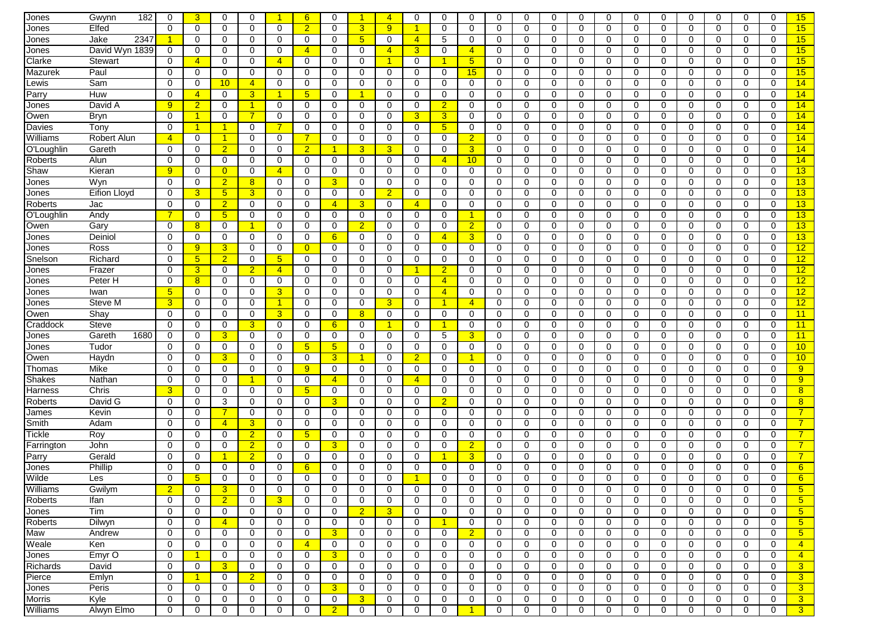| | | | | | | | | | | | | | | | | | | | | | | | | | | |
|---|---|---|---|---|---|---|---|---|---|---|---|---|---|---|---|---|---|---|---|---|---|---|---|---|---|---|
| Jones | Gwynn 182 | 0 | 3 | 0 | 0 | 1 | 6 | 0 | 1 | 4 | 0 | 0 | 0 | 0 | 0 | 0 | 0 | 0 | 0 | 0 | 0 | 0 | 0 | 0 | 15 |
| Jones | Elfed | 0 | 0 | 0 | 0 | 0 | 2 | 0 | 3 | 9 | 1 | 0 | 0 | 0 | 0 | 0 | 0 | 0 | 0 | 0 | 0 | 0 | 0 | 0 | 15 |
| Jones | Jake 2347 | 1 | 0 | 0 | 0 | 0 | 0 | 0 | 5 | 0 | 4 | 5 | 0 | 0 | 0 | 0 | 0 | 0 | 0 | 0 | 0 | 0 | 0 | 0 | 15 |
| Jones | David Wyn 1839 | 0 | 0 | 0 | 0 | 0 | 4 | 0 | 0 | 4 | 3 | 0 | 4 | 0 | 0 | 0 | 0 | 0 | 0 | 0 | 0 | 0 | 0 | 0 | 15 |
| Clarke | Stewart | 0 | 4 | 0 | 0 | 4 | 0 | 0 | 0 | 1 | 0 | 1 | 5 | 0 | 0 | 0 | 0 | 0 | 0 | 0 | 0 | 0 | 0 | 0 | 15 |
| Mazurek | Paul | 0 | 0 | 0 | 0 | 0 | 0 | 0 | 0 | 0 | 0 | 0 | 15 | 0 | 0 | 0 | 0 | 0 | 0 | 0 | 0 | 0 | 0 | 0 | 15 |
| Lewis | Sam | 0 | 0 | 10 | 4 | 0 | 0 | 0 | 0 | 0 | 0 | 0 | 0 | 0 | 0 | 0 | 0 | 0 | 0 | 0 | 0 | 0 | 0 | 0 | 14 |
| Parry | Huw | 0 | 4 | 0 | 3 | 1 | 5 | 0 | 1 | 0 | 0 | 0 | 0 | 0 | 0 | 0 | 0 | 0 | 0 | 0 | 0 | 0 | 0 | 0 | 14 |
| Jones | David A | 9 | 2 | 0 | 1 | 0 | 0 | 0 | 0 | 0 | 0 | 2 | 0 | 0 | 0 | 0 | 0 | 0 | 0 | 0 | 0 | 0 | 0 | 0 | 14 |
| Owen | Bryn | 0 | 1 | 0 | 7 | 0 | 0 | 0 | 0 | 0 | 3 | 3 | 0 | 0 | 0 | 0 | 0 | 0 | 0 | 0 | 0 | 0 | 0 | 0 | 14 |
| Davies | Tony | 0 | 1 | 1 | 0 | 7 | 0 | 0 | 0 | 0 | 0 | 5 | 0 | 0 | 0 | 0 | 0 | 0 | 0 | 0 | 0 | 0 | 0 | 0 | 14 |
| Williams | Robert Alun | 4 | 0 | 1 | 0 | 0 | 7 | 0 | 0 | 0 | 0 | 2 | 0 | 0 | 0 | 0 | 0 | 0 | 0 | 0 | 0 | 0 | 0 | 0 | 14 |
| O'Loughlin | Gareth | 0 | 0 | 2 | 0 | 0 | 2 | 1 | 3 | 3 | 0 | 0 | 3 | 0 | 0 | 0 | 0 | 0 | 0 | 0 | 0 | 0 | 0 | 0 | 14 |
| Roberts | Alun | 0 | 0 | 0 | 0 | 0 | 0 | 0 | 0 | 0 | 0 | 4 | 10 | 0 | 0 | 0 | 0 | 0 | 0 | 0 | 0 | 0 | 0 | 0 | 14 |
| Shaw | Kieran | 9 | 0 | 0 | 0 | 4 | 0 | 0 | 0 | 0 | 0 | 0 | 0 | 0 | 0 | 0 | 0 | 0 | 0 | 0 | 0 | 0 | 0 | 0 | 13 |
| Jones | Wyn | 0 | 0 | 2 | 8 | 0 | 0 | 3 | 0 | 0 | 0 | 0 | 0 | 0 | 0 | 0 | 0 | 0 | 0 | 0 | 0 | 0 | 0 | 0 | 13 |
| Jones | Eifion Lloyd | 0 | 3 | 5 | 3 | 0 | 0 | 0 | 0 | 2 | 0 | 0 | 0 | 0 | 0 | 0 | 0 | 0 | 0 | 0 | 0 | 0 | 0 | 0 | 13 |
| Roberts | Jac | 0 | 0 | 2 | 0 | 0 | 0 | 4 | 3 | 0 | 4 | 0 | 0 | 0 | 0 | 0 | 0 | 0 | 0 | 0 | 0 | 0 | 0 | 0 | 13 |
| O'Loughlin | Andy | 7 | 0 | 5 | 0 | 0 | 0 | 0 | 0 | 0 | 0 | 0 | 1 | 0 | 0 | 0 | 0 | 0 | 0 | 0 | 0 | 0 | 0 | 0 | 13 |
| Owen | Gary | 0 | 8 | 0 | 1 | 0 | 0 | 0 | 2 | 0 | 0 | 0 | 2 | 0 | 0 | 0 | 0 | 0 | 0 | 0 | 0 | 0 | 0 | 0 | 13 |
| Jones | Deiniol | 0 | 0 | 0 | 0 | 0 | 0 | 6 | 0 | 0 | 0 | 4 | 3 | 0 | 0 | 0 | 0 | 0 | 0 | 0 | 0 | 0 | 0 | 0 | 13 |
| Jones | Ross | 0 | 9 | 3 | 0 | 0 | 0 | 0 | 0 | 0 | 0 | 0 | 0 | 0 | 0 | 0 | 0 | 0 | 0 | 0 | 0 | 0 | 0 | 0 | 12 |
| Snelson | Richard | 0 | 5 | 2 | 0 | 5 | 0 | 0 | 0 | 0 | 0 | 0 | 0 | 0 | 0 | 0 | 0 | 0 | 0 | 0 | 0 | 0 | 0 | 0 | 12 |
| Jones | Frazer | 0 | 3 | 0 | 2 | 4 | 0 | 0 | 0 | 0 | 1 | 2 | 0 | 0 | 0 | 0 | 0 | 0 | 0 | 0 | 0 | 0 | 0 | 0 | 12 |
| Jones | Peter H | 0 | 8 | 0 | 0 | 0 | 0 | 0 | 0 | 0 | 0 | 4 | 0 | 0 | 0 | 0 | 0 | 0 | 0 | 0 | 0 | 0 | 0 | 0 | 12 |
| Jones | Iwan | 5 | 0 | 0 | 0 | 3 | 0 | 0 | 0 | 0 | 0 | 4 | 0 | 0 | 0 | 0 | 0 | 0 | 0 | 0 | 0 | 0 | 0 | 0 | 12 |
| Jones | Steve M | 3 | 0 | 0 | 0 | 1 | 0 | 0 | 0 | 3 | 0 | 1 | 4 | 0 | 0 | 0 | 0 | 0 | 0 | 0 | 0 | 0 | 0 | 0 | 12 |
| Owen | Shay | 0 | 0 | 0 | 0 | 3 | 0 | 0 | 8 | 0 | 0 | 0 | 0 | 0 | 0 | 0 | 0 | 0 | 0 | 0 | 0 | 0 | 0 | 0 | 11 |
| Craddock | Steve | 0 | 0 | 0 | 3 | 0 | 0 | 6 | 0 | 1 | 0 | 1 | 0 | 0 | 0 | 0 | 0 | 0 | 0 | 0 | 0 | 0 | 0 | 0 | 11 |
| Jones | Gareth 1680 | 0 | 0 | 3 | 0 | 0 | 0 | 0 | 0 | 0 | 0 | 5 | 3 | 0 | 0 | 0 | 0 | 0 | 0 | 0 | 0 | 0 | 0 | 0 | 11 |
| Jones | Tudor | 0 | 0 | 0 | 0 | 0 | 5 | 5 | 0 | 0 | 0 | 0 | 0 | 0 | 0 | 0 | 0 | 0 | 0 | 0 | 0 | 0 | 0 | 0 | 10 |
| Owen | Haydn | 0 | 0 | 3 | 0 | 0 | 0 | 3 | 1 | 0 | 2 | 0 | 1 | 0 | 0 | 0 | 0 | 0 | 0 | 0 | 0 | 0 | 0 | 0 | 10 |
| Thomas | Mike | 0 | 0 | 0 | 0 | 0 | 9 | 0 | 0 | 0 | 0 | 0 | 0 | 0 | 0 | 0 | 0 | 0 | 0 | 0 | 0 | 0 | 0 | 0 | 9 |
| Shakes | Nathan | 0 | 0 | 0 | 1 | 0 | 0 | 4 | 0 | 0 | 4 | 0 | 0 | 0 | 0 | 0 | 0 | 0 | 0 | 0 | 0 | 0 | 0 | 0 | 9 |
| Harness | Chris | 3 | 0 | 0 | 0 | 0 | 5 | 0 | 0 | 0 | 0 | 0 | 0 | 0 | 0 | 0 | 0 | 0 | 0 | 0 | 0 | 0 | 0 | 0 | 8 |
| Roberts | David G | 0 | 0 | 3 | 0 | 0 | 0 | 3 | 0 | 0 | 0 | 2 | 0 | 0 | 0 | 0 | 0 | 0 | 0 | 0 | 0 | 0 | 0 | 0 | 8 |
| James | Kevin | 0 | 0 | 7 | 0 | 0 | 0 | 0 | 0 | 0 | 0 | 0 | 0 | 0 | 0 | 0 | 0 | 0 | 0 | 0 | 0 | 0 | 0 | 0 | 7 |
| Smith | Adam | 0 | 0 | 4 | 3 | 0 | 0 | 0 | 0 | 0 | 0 | 0 | 0 | 0 | 0 | 0 | 0 | 0 | 0 | 0 | 0 | 0 | 0 | 0 | 7 |
| Tickle | Roy | 0 | 0 | 0 | 2 | 0 | 5 | 0 | 0 | 0 | 0 | 0 | 0 | 0 | 0 | 0 | 0 | 0 | 0 | 0 | 0 | 0 | 0 | 0 | 7 |
| Farrington | John | 0 | 0 | 0 | 2 | 0 | 0 | 3 | 0 | 0 | 0 | 0 | 2 | 0 | 0 | 0 | 0 | 0 | 0 | 0 | 0 | 0 | 0 | 0 | 7 |
| Parry | Gerald | 0 | 0 | 1 | 2 | 0 | 0 | 0 | 0 | 0 | 0 | 1 | 3 | 0 | 0 | 0 | 0 | 0 | 0 | 0 | 0 | 0 | 0 | 0 | 7 |
| Jones | Phillip | 0 | 0 | 0 | 0 | 0 | 6 | 0 | 0 | 0 | 0 | 0 | 0 | 0 | 0 | 0 | 0 | 0 | 0 | 0 | 0 | 0 | 0 | 0 | 6 |
| Wilde | Les | 0 | 5 | 0 | 0 | 0 | 0 | 0 | 0 | 0 | 1 | 0 | 0 | 0 | 0 | 0 | 0 | 0 | 0 | 0 | 0 | 0 | 0 | 0 | 6 |
| Williams | Gwilym | 2 | 0 | 3 | 0 | 0 | 0 | 0 | 0 | 0 | 0 | 0 | 0 | 0 | 0 | 0 | 0 | 0 | 0 | 0 | 0 | 0 | 0 | 0 | 5 |
| Roberts | Ifan | 0 | 0 | 2 | 0 | 3 | 0 | 0 | 0 | 0 | 0 | 0 | 0 | 0 | 0 | 0 | 0 | 0 | 0 | 0 | 0 | 0 | 0 | 0 | 5 |
| Jones | Tim | 0 | 0 | 0 | 0 | 0 | 0 | 0 | 2 | 3 | 0 | 0 | 0 | 0 | 0 | 0 | 0 | 0 | 0 | 0 | 0 | 0 | 0 | 0 | 5 |
| Roberts | Dilwyn | 0 | 0 | 4 | 0 | 0 | 0 | 0 | 0 | 0 | 0 | 1 | 0 | 0 | 0 | 0 | 0 | 0 | 0 | 0 | 0 | 0 | 0 | 0 | 5 |
| Maw | Andrew | 0 | 0 | 0 | 0 | 0 | 0 | 3 | 0 | 0 | 0 | 0 | 2 | 0 | 0 | 0 | 0 | 0 | 0 | 0 | 0 | 0 | 0 | 0 | 5 |
| Weale | Ken | 0 | 0 | 0 | 0 | 0 | 4 | 0 | 0 | 0 | 0 | 0 | 0 | 0 | 0 | 0 | 0 | 0 | 0 | 0 | 0 | 0 | 0 | 0 | 4 |
| Jones | Emyr O | 0 | 1 | 0 | 0 | 0 | 0 | 3 | 0 | 0 | 0 | 0 | 0 | 0 | 0 | 0 | 0 | 0 | 0 | 0 | 0 | 0 | 0 | 0 | 4 |
| Richards | David | 0 | 0 | 3 | 0 | 0 | 0 | 0 | 0 | 0 | 0 | 0 | 0 | 0 | 0 | 0 | 0 | 0 | 0 | 0 | 0 | 0 | 0 | 0 | 3 |
| Pierce | Emlyn | 0 | 1 | 0 | 2 | 0 | 0 | 0 | 0 | 0 | 0 | 0 | 0 | 0 | 0 | 0 | 0 | 0 | 0 | 0 | 0 | 0 | 0 | 0 | 3 |
| Jones | Peris | 0 | 0 | 0 | 0 | 0 | 0 | 3 | 0 | 0 | 0 | 0 | 0 | 0 | 0 | 0 | 0 | 0 | 0 | 0 | 0 | 0 | 0 | 0 | 3 |
| Morris | Kyle | 0 | 0 | 0 | 0 | 0 | 0 | 0 | 3 | 0 | 0 | 0 | 0 | 0 | 0 | 0 | 0 | 0 | 0 | 0 | 0 | 0 | 0 | 0 | 3 |
| Williams | Alwyn Elmo | 0 | 0 | 0 | 0 | 0 | 0 | 2 | 0 | 0 | 0 | 0 | 1 | 0 | 0 | 0 | 0 | 0 | 0 | 0 | 0 | 0 | 0 | 0 | 3 |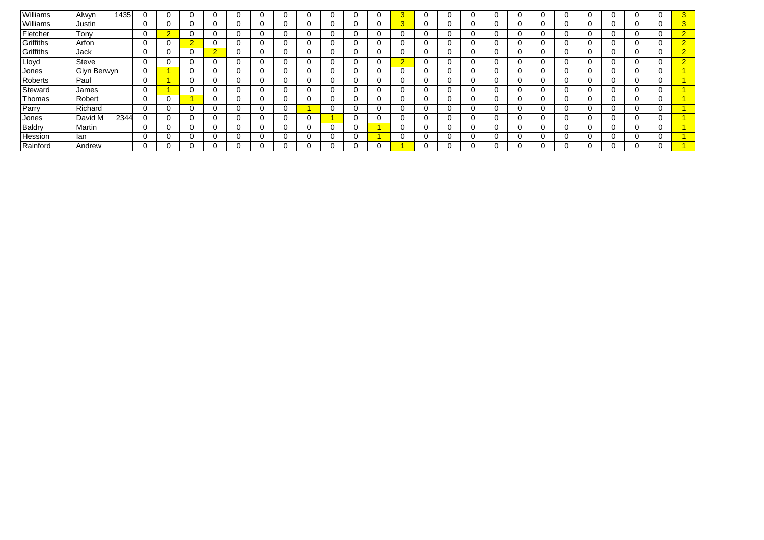| | | | | | | | | | | | | | | | | | | | | | | | | | | |
|---|---|---|---|---|---|---|---|---|---|---|---|---|---|---|---|---|---|---|---|---|---|---|---|---|---|---|
| Williams | Alwyn | 1435 | 0 | 0 | 0 | 0 | 0 | 0 | 0 | 0 | 0 | 0 | 0 | 3 | 0 | 0 | 0 | 0 | 0 | 0 | 0 | 0 | 0 | 0 | 0 | 3 |
| Williams | Justin | | 0 | 0 | 0 | 0 | 0 | 0 | 0 | 0 | 0 | 0 | 0 | 3 | 0 | 0 | 0 | 0 | 0 | 0 | 0 | 0 | 0 | 0 | 0 | 3 |
| Fletcher | Tony | | 0 | 2 | 0 | 0 | 0 | 0 | 0 | 0 | 0 | 0 | 0 | 0 | 0 | 0 | 0 | 0 | 0 | 0 | 0 | 0 | 0 | 0 | 0 | 2 |
| Griffiths | Arfon | | 0 | 0 | 2 | 0 | 0 | 0 | 0 | 0 | 0 | 0 | 0 | 0 | 0 | 0 | 0 | 0 | 0 | 0 | 0 | 0 | 0 | 0 | 0 | 2 |
| Griffiths | Jack | | 0 | 0 | 0 | 2 | 0 | 0 | 0 | 0 | 0 | 0 | 0 | 0 | 0 | 0 | 0 | 0 | 0 | 0 | 0 | 0 | 0 | 0 | 0 | 2 |
| Lloyd | Steve | | 0 | 0 | 0 | 0 | 0 | 0 | 0 | 0 | 0 | 0 | 0 | 2 | 0 | 0 | 0 | 0 | 0 | 0 | 0 | 0 | 0 | 0 | 0 | 2 |
| Jones | Glyn Berwyn | | 0 | 1 | 0 | 0 | 0 | 0 | 0 | 0 | 0 | 0 | 0 | 0 | 0 | 0 | 0 | 0 | 0 | 0 | 0 | 0 | 0 | 0 | 0 | 1 |
| Roberts | Paul | | 0 | 1 | 0 | 0 | 0 | 0 | 0 | 0 | 0 | 0 | 0 | 0 | 0 | 0 | 0 | 0 | 0 | 0 | 0 | 0 | 0 | 0 | 0 | 1 |
| Steward | James | | 0 | 1 | 0 | 0 | 0 | 0 | 0 | 0 | 0 | 0 | 0 | 0 | 0 | 0 | 0 | 0 | 0 | 0 | 0 | 0 | 0 | 0 | 0 | 1 |
| Thomas | Robert | | 0 | 0 | 1 | 0 | 0 | 0 | 0 | 0 | 0 | 0 | 0 | 0 | 0 | 0 | 0 | 0 | 0 | 0 | 0 | 0 | 0 | 0 | 0 | 1 |
| Parry | Richard | | 0 | 0 | 0 | 0 | 0 | 0 | 0 | 1 | 0 | 0 | 0 | 0 | 0 | 0 | 0 | 0 | 0 | 0 | 0 | 0 | 0 | 0 | 0 | 1 |
| Jones | David M | 2344 | 0 | 0 | 0 | 0 | 0 | 0 | 0 | 0 | 1 | 0 | 0 | 0 | 0 | 0 | 0 | 0 | 0 | 0 | 0 | 0 | 0 | 0 | 0 | 1 |
| Baldry | Martin | | 0 | 0 | 0 | 0 | 0 | 0 | 0 | 0 | 0 | 0 | 1 | 0 | 0 | 0 | 0 | 0 | 0 | 0 | 0 | 0 | 0 | 0 | 0 | 1 |
| Hession | Ian | | 0 | 0 | 0 | 0 | 0 | 0 | 0 | 0 | 0 | 0 | 1 | 0 | 0 | 0 | 0 | 0 | 0 | 0 | 0 | 0 | 0 | 0 | 0 | 1 |
| Rainford | Andrew | | 0 | 0 | 0 | 0 | 0 | 0 | 0 | 0 | 0 | 0 | 0 | 1 | 0 | 0 | 0 | 0 | 0 | 0 | 0 | 0 | 0 | 0 | 0 | 1 |